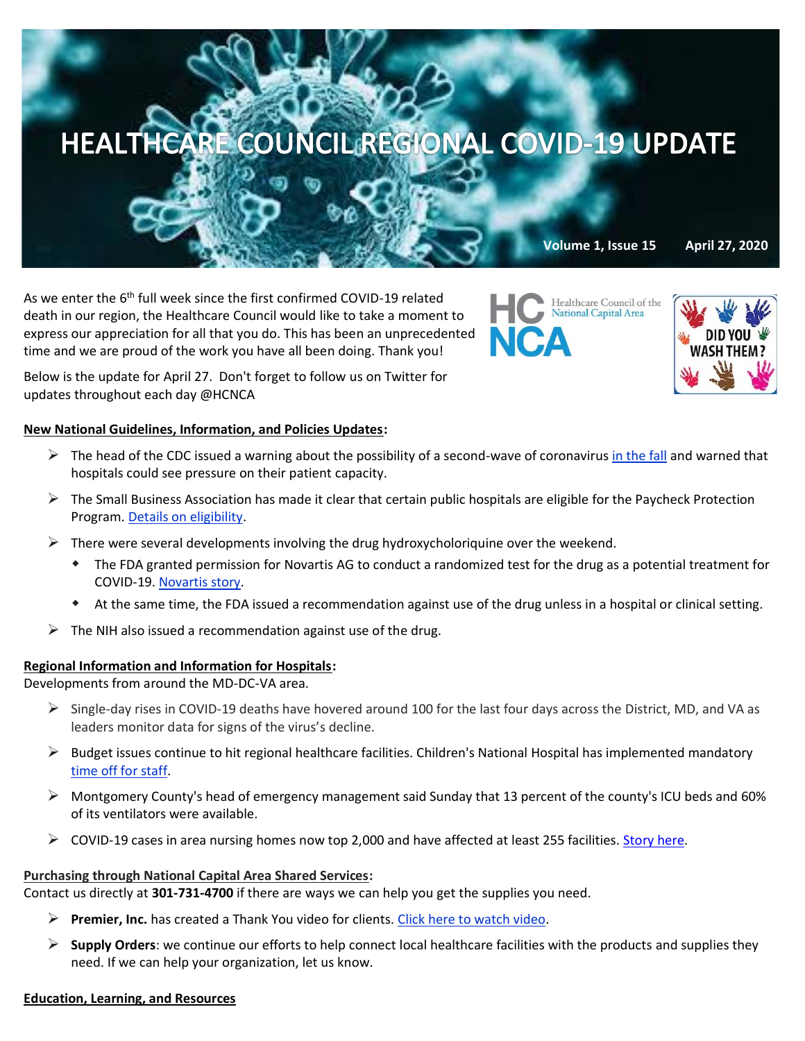# HEALTHCARE COUNCIL REGIONAL COVID-19 UPDATE

**Volume 1, Issue 15 April 27, 2020**

As we enter the 6th full week since the first confirmed COVID-19 related death in our region, the Healthcare Council would like to take a moment to express our appreciation for all that you do. This has been an unprecedented time and we are proud of the work you have all been doing. Thank you!

Below is the update for April 27. Don't forget to follow us on Twitter for updates throughout each day @HCNCA

**New National Guidelines, Information, and Policies Updates:**

- The head of the CDC issued a warning about the possibility of a second-wave of coronavirus in the fall and warned that hospitals could see pressure on their patient capacity.
- The Small Business Association has made it clear that certain public hospitals are eligible for the Paycheck Protection Program. Details on eligibility.
- There were several developments involving the drug hydroxycholoriquine over the weekend.
  - The FDA granted permission for Novartis AG to conduct a randomized test for the drug as a potential treatment for COVID-19. Novartis story.
  - At the same time, the FDA issued a recommendation against use of the drug unless in a hospital or clinical setting.
- The NIH also issued a recommendation against use of the drug.

**Regional Information and Information for Hospitals:**

Developments from around the MD-DC-VA area.

- Single-day rises in COVID-19 deaths have hovered around 100 for the last four days across the District, MD, and VA as leaders monitor data for signs of the virus's decline.
- Budget issues continue to hit regional healthcare facilities. Children's National Hospital has implemented mandatory time off for staff.
- Montgomery County's head of emergency management said Sunday that 13 percent of the county's ICU beds and 60% of its ventilators were available.
- COVID-19 cases in area nursing homes now top 2,000 and have affected at least 255 facilities. Story here.

**Purchasing through National Capital Area Shared Services:**

Contact us directly at **301-731-4700** if there are ways we can help you get the supplies you need.

- **Premier, Inc.** has created a Thank You video for clients. Click here to watch video.
- **Supply Orders**: we continue our efforts to help connect local healthcare facilities with the products and supplies they need. If we can help your organization, let us know.

**Education, Learning, and Resources**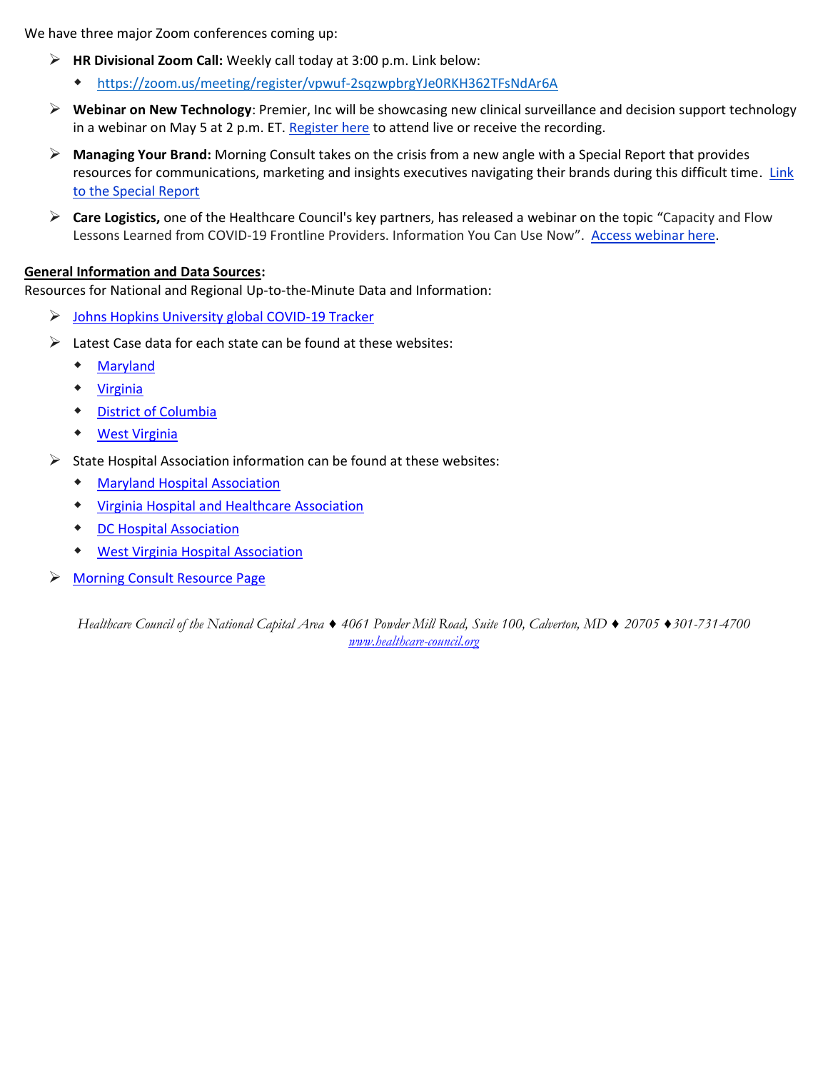We have three major Zoom conferences coming up:

- **HR Divisional Zoom Call:** Weekly call today at 3:00 p.m. Link below:
  - https://zoom.us/meeting/register/vpwuf-2sqzwpbrgYJe0RKH362TFsNdAr6A
- **Webinar on New Technology**: Premier, Inc will be showcasing new clinical surveillance and decision support technology in a webinar on May 5 at 2 p.m. ET. Register here to attend live or receive the recording.
- **Managing Your Brand:** Morning Consult takes on the crisis from a new angle with a Special Report that provides resources for communications, marketing and insights executives navigating their brands during this difficult time. Link to the Special Report
- **Care Logistics,** one of the Healthcare Council's key partners, has released a webinar on the topic "Capacity and Flow Lessons Learned from COVID-19 Frontline Providers. Information You Can Use Now". Access webinar here.

**General Information and Data Sources:**

Resources for National and Regional Up-to-the-Minute Data and Information:

- Johns Hopkins University global COVID-19 Tracker
- Latest Case data for each state can be found at these websites:
  - Maryland
  - Virginia
  - District of Columbia
  - West Virginia
- State Hospital Association information can be found at these websites:
  - Maryland Hospital Association
  - Virginia Hospital and Healthcare Association
  - DC Hospital Association
  - West Virginia Hospital Association
- Morning Consult Resource Page

*Healthcare Council of the National Capital Area ♦ 4061 Powder Mill Road, Suite 100, Calverton, MD ♦ 20705 ♦301-731-4700*
*www.healthcare-council.org*